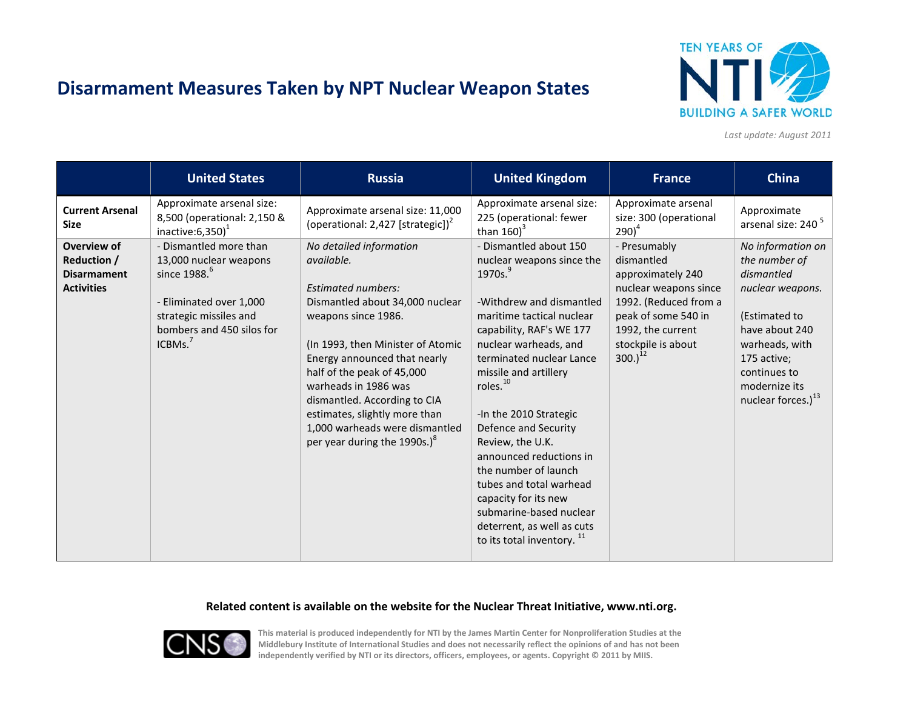# Disarmament Measures Taken by NPT Nuclear Weapon States

*Last update: August 2011*

| | United States | Russia | United Kingdom | France | China |
|---|---|---|---|---|---|
| **Current Arsenal Size** | Approximate arsenal size: 8,500 (operational: 2,150 & inactive:6,350)[1] | Approximate arsenal size: 11,000 (operational: 2,427 [strategic])[2] | Approximate arsenal size: 225 (operational: fewer than 160)[3] | Approximate arsenal size: 300 (operational 290)[4] | Approximate arsenal size: 240 [5] |
| **Overview of Reduction / Disarmament Activities** | - Dismantled more than 13,000 nuclear weapons since 1988.[6]<br><br>- Eliminated over 1,000 strategic missiles and bombers and 450 silos for ICBMs.[7] | *No detailed information available.*<br><br>*Estimated numbers:* Dismantled about 34,000 nuclear weapons since 1986.<br><br>(In 1993, then Minister of Atomic Energy announced that nearly half of the peak of 45,000 warheads in 1986 was dismantled. According to CIA estimates, slightly more than 1,000 warheads were dismantled per year during the 1990s.)[8] | - Dismantled about 150 nuclear weapons since the 1970s.[9]<br><br>-Withdrew and dismantled maritime tactical nuclear capability, RAF's WE 177 nuclear warheads, and terminated nuclear Lance missile and artillery roles.[10]<br><br>-In the 2010 Strategic Defence and Security Review, the U.K. announced reductions in the number of launch tubes and total warhead capacity for its new submarine-based nuclear deterrent, as well as cuts to its total inventory. [11] | - Presumably dismantled approximately 240 nuclear weapons since 1992. (Reduced from a peak of some 540 in 1992, the current stockpile is about 300.)[12] | *No information on the number of dismantled nuclear weapons.*<br><br>(Estimated to have about 240 warheads, with 175 active; continues to modernize its nuclear forces.)[13] |

**Related content is available on the website for the Nuclear Threat Initiative, www.nti.org.**

This material is produced independently for NTI by the James Martin Center for Nonproliferation Studies at the Middlebury Institute of International Studies and does not necessarily reflect the opinions of and has not been independently verified by NTI or its directors, officers, employees, or agents. Copyright © 2011 by MIIS.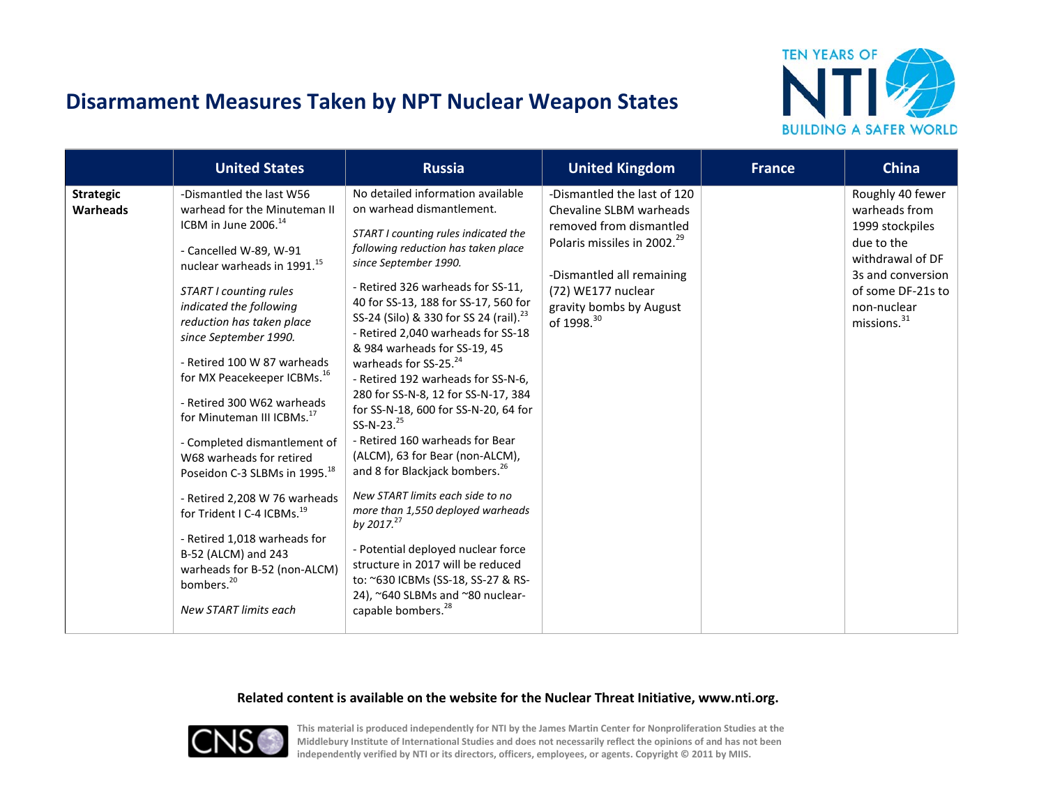# Disarmament Measures Taken by NPT Nuclear Weapon States

| | United States | Russia | United Kingdom | France | China |
|---|---|---|---|---|---|
| **Strategic Warheads** | -Dismantled the last W56 warhead for the Minuteman II ICBM in June 2006.[14]<br><br>- Cancelled W-89, W-91 nuclear warheads in 1991.[15]<br><br>*START I counting rules indicated the following reduction has taken place since September 1990.*<br><br>- Retired 100 W 87 warheads for MX Peacekeeper ICBMs.[16]<br><br>- Retired 300 W62 warheads for Minuteman III ICBMs.[17]<br><br>- Completed dismantlement of W68 warheads for retired Poseidon C-3 SLBMs in 1995.[18]<br><br>- Retired 2,208 W 76 warheads for Trident I C-4 ICBMs.[19]<br><br>- Retired 1,018 warheads for B-52 (ALCM) and 243 warheads for B-52 (non-ALCM) bombers.[20]<br><br>*New START limits each* | No detailed information available on warhead dismantlement.<br><br>*START I counting rules indicated the following reduction has taken place since September 1990.*<br><br>- Retired 326 warheads for SS-11, 40 for SS-13, 188 for SS-17, 560 for SS-24 (Silo) & 330 for SS 24 (rail).[23]<br>- Retired 2,040 warheads for SS-18 & 984 warheads for SS-19, 45 warheads for SS-25.[24]<br>- Retired 192 warheads for SS-N-6, 280 for SS-N-8, 12 for SS-N-17, 384 for SS-N-18, 600 for SS-N-20, 64 for SS-N-23.[25]<br>- Retired 160 warheads for Bear (ALCM), 63 for Bear (non-ALCM), and 8 for Blackjack bombers.[26]<br><br>*New START limits each side to no more than 1,550 deployed warheads by 2017.*[27]<br><br>- Potential deployed nuclear force structure in 2017 will be reduced to: ~630 ICBMs (SS-18, SS-27 & RS-24), ~640 SLBMs and ~80 nuclear-capable bombers.[28] | -Dismantled the last of 120 Chevaline SLBM warheads removed from dismantled Polaris missiles in 2002.[29]<br><br>-Dismantled all remaining (72) WE177 nuclear gravity bombs by August of 1998.[30] | | Roughly 40 fewer warheads from 1999 stockpiles due to the withdrawal of DF 3s and conversion of some DF-21s to non-nuclear missions.[31] |

**Related content is available on the website for the Nuclear Threat Initiative, www.nti.org.**

**This material is produced independently for NTI by the James Martin Center for Nonproliferation Studies at the Middlebury Institute of International Studies and does not necessarily reflect the opinions of and has not been independently verified by NTI or its directors, officers, employees, or agents. Copyright © 2011 by MIIS.**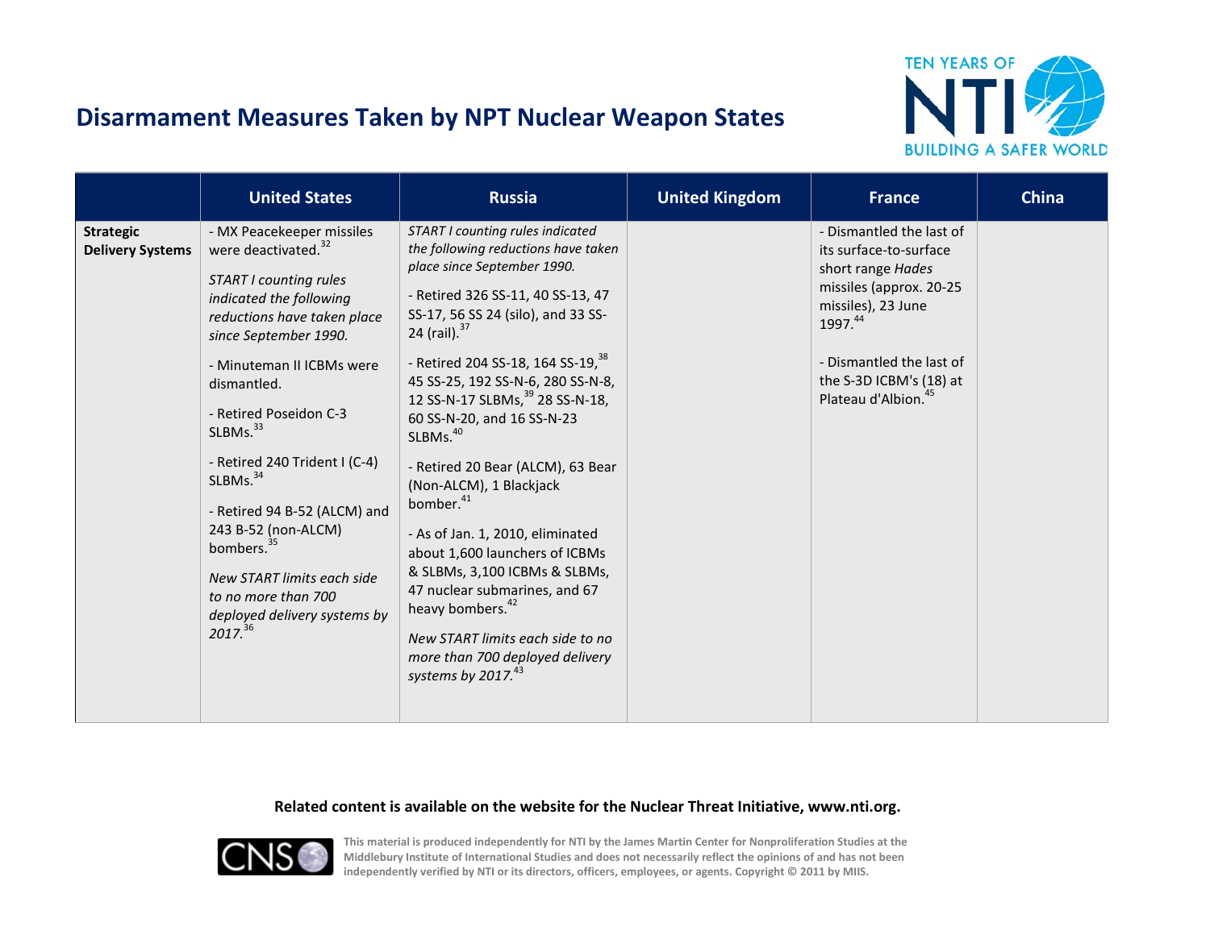## Disarmament Measures Taken by NPT Nuclear Weapon States

| | United States | Russia | United Kingdom | France | China |
|---|---|---|---|---|---|
| **Strategic Delivery Systems** | - MX Peacekeeper missiles were deactivated.[32]<br><br>*START I counting rules indicated the following reductions have taken place since September 1990.*<br><br>- Minuteman II ICBMs were dismantled.<br><br>- Retired Poseidon C-3 SLBMs.[33]<br><br>- Retired 240 Trident I (C-4) SLBMs.[34]<br><br>- Retired 94 B-52 (ALCM) and 243 B-52 (non-ALCM) bombers.[35]<br><br>*New START limits each side to no more than 700 deployed delivery systems by 2017.*[36] | *START I counting rules indicated the following reductions have taken place since September 1990.*<br><br>- Retired 326 SS-11, 40 SS-13, 47 SS-17, 56 SS 24 (silo), and 33 SS-24 (rail).[37]<br><br>- Retired 204 SS-18, 164 SS-19,[38] 45 SS-25, 192 SS-N-6, 280 SS-N-8, 12 SS-N-17 SLBMs,[39] 28 SS-N-18, 60 SS-N-20, and 16 SS-N-23 SLBMs.[40]<br><br>- Retired 20 Bear (ALCM), 63 Bear (Non-ALCM), 1 Blackjack bomber.[41]<br><br>- As of Jan. 1, 2010, eliminated about 1,600 launchers of ICBMs & SLBMs, 3,100 ICBMs & SLBMs, 47 nuclear submarines, and 67 heavy bombers.[42]<br><br>*New START limits each side to no more than 700 deployed delivery systems by 2017.*[43] | | - Dismantled the last of its surface-to-surface short range *Hades* missiles (approx. 20-25 missiles), 23 June 1997.[44]<br><br>- Dismantled the last of the S-3D ICBM's (18) at Plateau d'Albion.[45] | |

**Related content is available on the website for the Nuclear Threat Initiative, www.nti.org.**

This material is produced independently for NTI by the James Martin Center for Nonproliferation Studies at the Middlebury Institute of International Studies and does not necessarily reflect the opinions of and has not been independently verified by NTI or its directors, officers, employees, or agents. Copyright © 2011 by MIIS.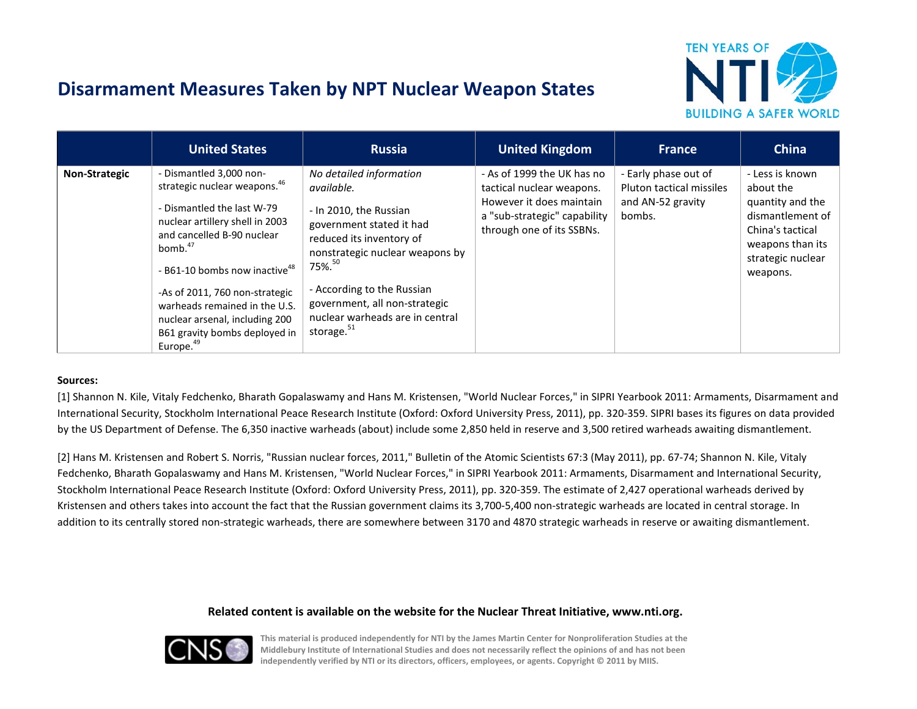# Disarmament Measures Taken by NPT Nuclear Weapon States

| | United States | Russia | United Kingdom | France | China |
|---|---|---|---|---|---|
| **Non-Strategic** | - Dismantled 3,000 non-strategic nuclear weapons.[46]<br><br>- Dismantled the last W-79 nuclear artillery shell in 2003 and cancelled B-90 nuclear bomb.[47]<br><br>- B61-10 bombs now inactive[48]<br><br>-As of 2011, 760 non-strategic warheads remained in the U.S. nuclear arsenal, including 200 B61 gravity bombs deployed in Europe.[49] | *No detailed information available.*<br><br>- In 2010, the Russian government stated it had reduced its inventory of nonstrategic nuclear weapons by 75%.[50]<br><br>- According to the Russian government, all non-strategic nuclear warheads are in central storage.[51] | - As of 1999 the UK has no tactical nuclear weapons. However it does maintain a "sub-strategic" capability through one of its SSBNs. | - Early phase out of Pluton tactical missiles and AN-52 gravity bombs. | - Less is known about the quantity and the dismantlement of China's tactical weapons than its strategic nuclear weapons. |

**Sources:**

[1] Shannon N. Kile, Vitaly Fedchenko, Bharath Gopalaswamy and Hans M. Kristensen, "World Nuclear Forces," in SIPRI Yearbook 2011: Armaments, Disarmament and International Security, Stockholm International Peace Research Institute (Oxford: Oxford University Press, 2011), pp. 320-359. SIPRI bases its figures on data provided by the US Department of Defense. The 6,350 inactive warheads (about) include some 2,850 held in reserve and 3,500 retired warheads awaiting dismantlement.

[2] Hans M. Kristensen and Robert S. Norris, "Russian nuclear forces, 2011," Bulletin of the Atomic Scientists 67:3 (May 2011), pp. 67-74; Shannon N. Kile, Vitaly Fedchenko, Bharath Gopalaswamy and Hans M. Kristensen, "World Nuclear Forces," in SIPRI Yearbook 2011: Armaments, Disarmament and International Security, Stockholm International Peace Research Institute (Oxford: Oxford University Press, 2011), pp. 320-359. The estimate of 2,427 operational warheads derived by Kristensen and others takes into account the fact that the Russian government claims its 3,700-5,400 non-strategic warheads are located in central storage. In addition to its centrally stored non-strategic warheads, there are somewhere between 3170 and 4870 strategic warheads in reserve or awaiting dismantlement.

**Related content is available on the website for the Nuclear Threat Initiative, www.nti.org.**

This material is produced independently for NTI by the James Martin Center for Nonproliferation Studies at the Middlebury Institute of International Studies and does not necessarily reflect the opinions of and has not been independently verified by NTI or its directors, officers, employees, or agents. Copyright © 2011 by MIIS.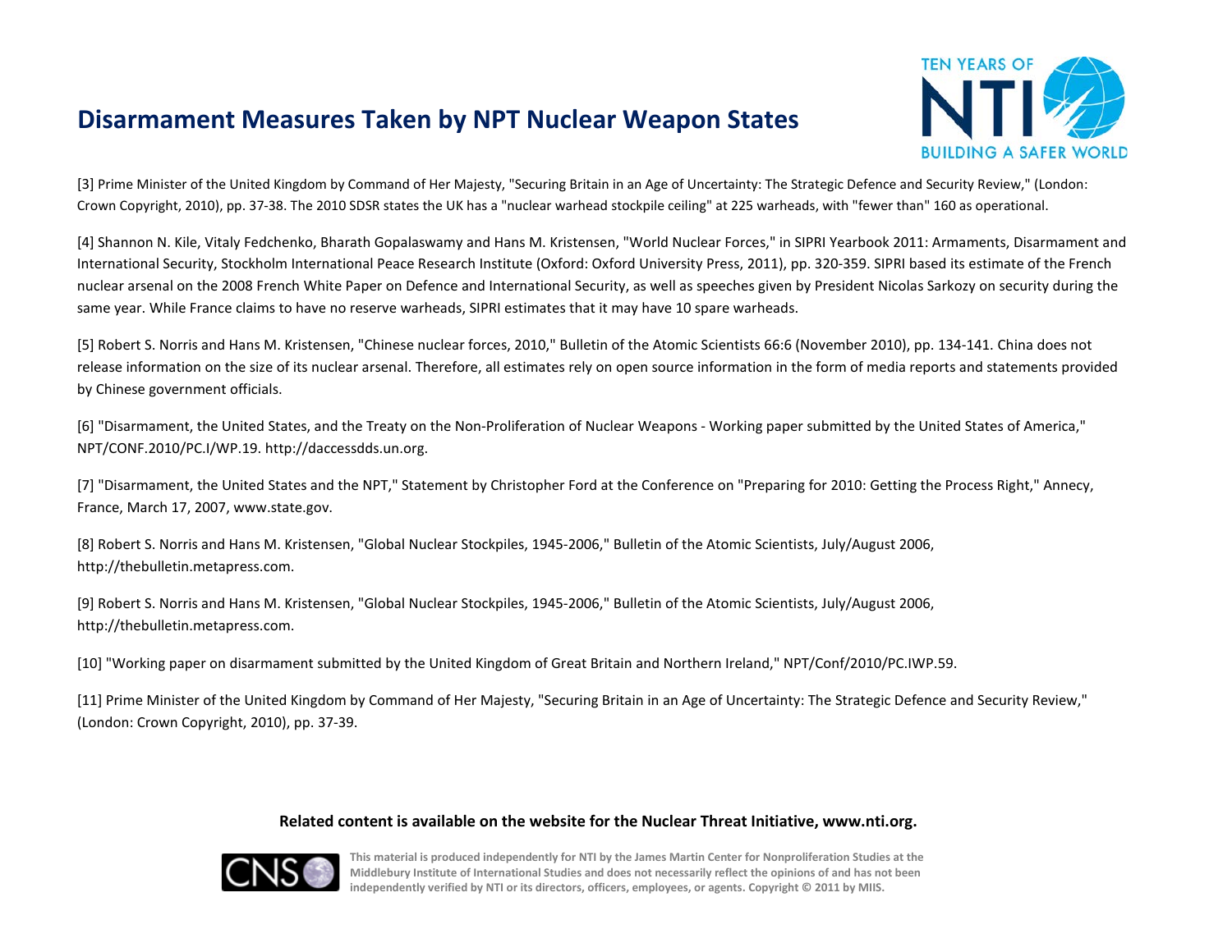# Disarmament Measures Taken by NPT Nuclear Weapon States

[3] Prime Minister of the United Kingdom by Command of Her Majesty, "Securing Britain in an Age of Uncertainty: The Strategic Defence and Security Review," (London: Crown Copyright, 2010), pp. 37-38. The 2010 SDSR states the UK has a "nuclear warhead stockpile ceiling" at 225 warheads, with "fewer than" 160 as operational.

[4] Shannon N. Kile, Vitaly Fedchenko, Bharath Gopalaswamy and Hans M. Kristensen, "World Nuclear Forces," in SIPRI Yearbook 2011: Armaments, Disarmament and International Security, Stockholm International Peace Research Institute (Oxford: Oxford University Press, 2011), pp. 320-359. SIPRI based its estimate of the French nuclear arsenal on the 2008 French White Paper on Defence and International Security, as well as speeches given by President Nicolas Sarkozy on security during the same year. While France claims to have no reserve warheads, SIPRI estimates that it may have 10 spare warheads.

[5] Robert S. Norris and Hans M. Kristensen, "Chinese nuclear forces, 2010," Bulletin of the Atomic Scientists 66:6 (November 2010), pp. 134-141. China does not release information on the size of its nuclear arsenal. Therefore, all estimates rely on open source information in the form of media reports and statements provided by Chinese government officials.

[6] "Disarmament, the United States, and the Treaty on the Non-Proliferation of Nuclear Weapons - Working paper submitted by the United States of America," NPT/CONF.2010/PC.I/WP.19. http://daccessdds.un.org.

[7] "Disarmament, the United States and the NPT," Statement by Christopher Ford at the Conference on "Preparing for 2010: Getting the Process Right," Annecy, France, March 17, 2007, www.state.gov.

[8] Robert S. Norris and Hans M. Kristensen, "Global Nuclear Stockpiles, 1945-2006," Bulletin of the Atomic Scientists, July/August 2006, http://thebulletin.metapress.com.

[9] Robert S. Norris and Hans M. Kristensen, "Global Nuclear Stockpiles, 1945-2006," Bulletin of the Atomic Scientists, July/August 2006, http://thebulletin.metapress.com.

[10] "Working paper on disarmament submitted by the United Kingdom of Great Britain and Northern Ireland," NPT/Conf/2010/PC.IWP.59.

[11] Prime Minister of the United Kingdom by Command of Her Majesty, "Securing Britain in an Age of Uncertainty: The Strategic Defence and Security Review," (London: Crown Copyright, 2010), pp. 37-39.

**Related content is available on the website for the Nuclear Threat Initiative, www.nti.org.**

This material is produced independently for NTI by the James Martin Center for Nonproliferation Studies at the Middlebury Institute of International Studies and does not necessarily reflect the opinions of and has not been independently verified by NTI or its directors, officers, employees, or agents. Copyright © 2011 by MIIS.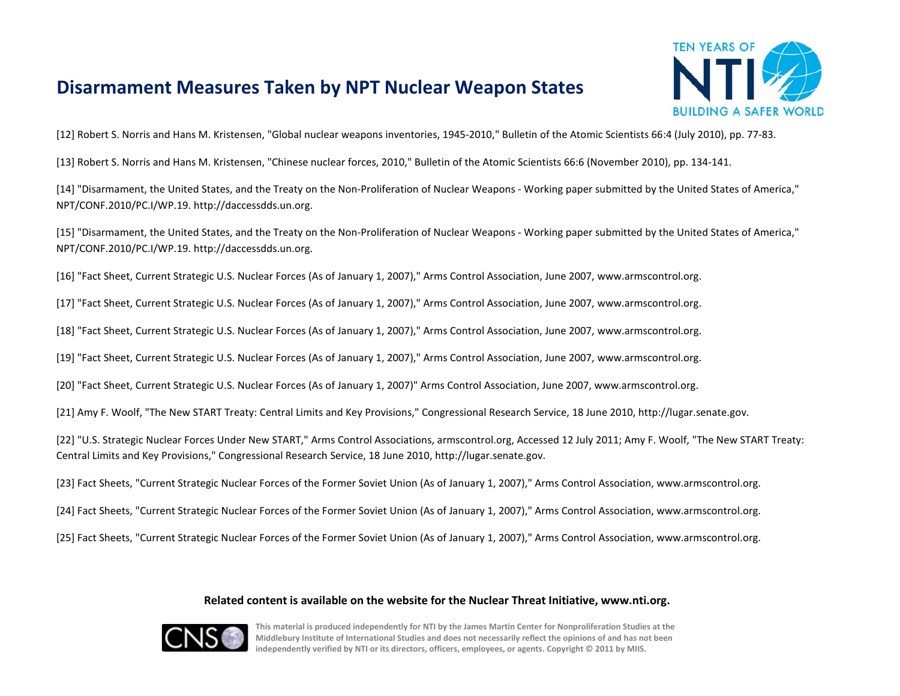[12] Robert S. Norris and Hans M. Kristensen, "Global nuclear weapons inventories, 1945-2010," Bulletin of the Atomic Scientists 66:4 (July 2010), pp. 77-83.

[13] Robert S. Norris and Hans M. Kristensen, "Chinese nuclear forces, 2010," Bulletin of the Atomic Scientists 66:6 (November 2010), pp. 134-141.

[14] "Disarmament, the United States, and the Treaty on the Non-Proliferation of Nuclear Weapons - Working paper submitted by the United States of America," NPT/CONF.2010/PC.I/WP.19. http://daccessdds.un.org.

[15] "Disarmament, the United States, and the Treaty on the Non-Proliferation of Nuclear Weapons - Working paper submitted by the United States of America," NPT/CONF.2010/PC.I/WP.19. http://daccessdds.un.org.

[16] "Fact Sheet, Current Strategic U.S. Nuclear Forces (As of January 1, 2007)," Arms Control Association, June 2007, www.armscontrol.org.

[17] "Fact Sheet, Current Strategic U.S. Nuclear Forces (As of January 1, 2007)," Arms Control Association, June 2007, www.armscontrol.org.

[18] "Fact Sheet, Current Strategic U.S. Nuclear Forces (As of January 1, 2007)," Arms Control Association, June 2007, www.armscontrol.org.

[19] "Fact Sheet, Current Strategic U.S. Nuclear Forces (As of January 1, 2007)," Arms Control Association, June 2007, www.armscontrol.org.

[20] "Fact Sheet, Current Strategic U.S. Nuclear Forces (As of January 1, 2007)" Arms Control Association, June 2007, www.armscontrol.org.

[21] Amy F. Woolf, "The New START Treaty: Central Limits and Key Provisions," Congressional Research Service, 18 June 2010, http://lugar.senate.gov.

[22] "U.S. Strategic Nuclear Forces Under New START," Arms Control Associations, armscontrol.org, Accessed 12 July 2011; Amy F. Woolf, "The New START Treaty: Central Limits and Key Provisions," Congressional Research Service, 18 June 2010, http://lugar.senate.gov.

[23] Fact Sheets, "Current Strategic Nuclear Forces of the Former Soviet Union (As of January 1, 2007)," Arms Control Association, www.armscontrol.org.

[24] Fact Sheets, "Current Strategic Nuclear Forces of the Former Soviet Union (As of January 1, 2007)," Arms Control Association, www.armscontrol.org.

[25] Fact Sheets, "Current Strategic Nuclear Forces of the Former Soviet Union (As of January 1, 2007)," Arms Control Association, www.armscontrol.org.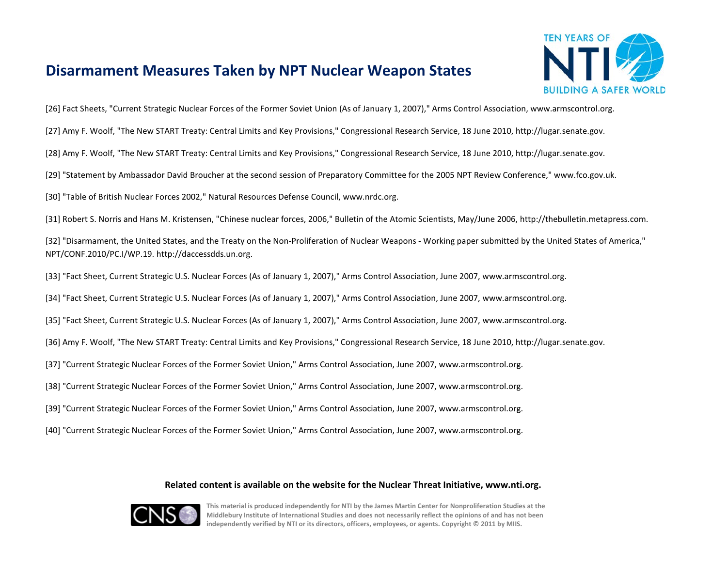[26] Fact Sheets, "Current Strategic Nuclear Forces of the Former Soviet Union (As of January 1, 2007)," Arms Control Association, www.armscontrol.org.

[27] Amy F. Woolf, "The New START Treaty: Central Limits and Key Provisions," Congressional Research Service, 18 June 2010, http://lugar.senate.gov.

[28] Amy F. Woolf, "The New START Treaty: Central Limits and Key Provisions," Congressional Research Service, 18 June 2010, http://lugar.senate.gov.

[29] "Statement by Ambassador David Broucher at the second session of Preparatory Committee for the 2005 NPT Review Conference," www.fco.gov.uk.

[30] "Table of British Nuclear Forces 2002," Natural Resources Defense Council, www.nrdc.org.

[31] Robert S. Norris and Hans M. Kristensen, "Chinese nuclear forces, 2006," Bulletin of the Atomic Scientists, May/June 2006, http://thebulletin.metapress.com.

[32] "Disarmament, the United States, and the Treaty on the Non-Proliferation of Nuclear Weapons - Working paper submitted by the United States of America," NPT/CONF.2010/PC.I/WP.19. http://daccessdds.un.org.

[33] "Fact Sheet, Current Strategic U.S. Nuclear Forces (As of January 1, 2007)," Arms Control Association, June 2007, www.armscontrol.org.

[34] "Fact Sheet, Current Strategic U.S. Nuclear Forces (As of January 1, 2007)," Arms Control Association, June 2007, www.armscontrol.org.

[35] "Fact Sheet, Current Strategic U.S. Nuclear Forces (As of January 1, 2007)," Arms Control Association, June 2007, www.armscontrol.org.

[36] Amy F. Woolf, "The New START Treaty: Central Limits and Key Provisions," Congressional Research Service, 18 June 2010, http://lugar.senate.gov.

[37] "Current Strategic Nuclear Forces of the Former Soviet Union," Arms Control Association, June 2007, www.armscontrol.org.

[38] "Current Strategic Nuclear Forces of the Former Soviet Union," Arms Control Association, June 2007, www.armscontrol.org.

[39] "Current Strategic Nuclear Forces of the Former Soviet Union," Arms Control Association, June 2007, www.armscontrol.org.

[40] "Current Strategic Nuclear Forces of the Former Soviet Union," Arms Control Association, June 2007, www.armscontrol.org.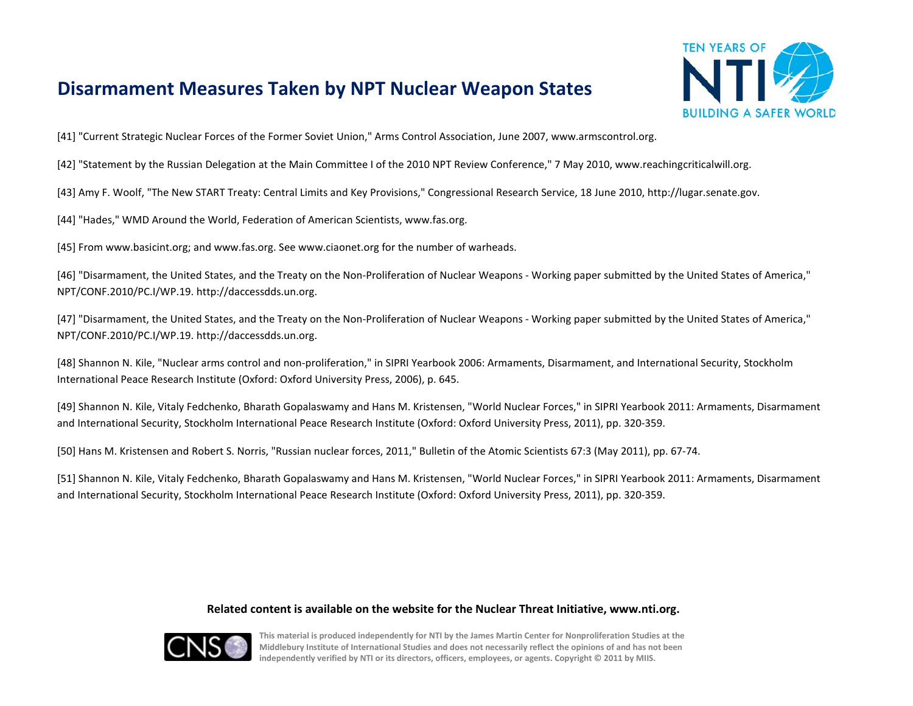[41] "Current Strategic Nuclear Forces of the Former Soviet Union," Arms Control Association, June 2007, www.armscontrol.org.

[42] "Statement by the Russian Delegation at the Main Committee I of the 2010 NPT Review Conference," 7 May 2010, www.reachingcriticalwill.org.

[43] Amy F. Woolf, "The New START Treaty: Central Limits and Key Provisions," Congressional Research Service, 18 June 2010, http://lugar.senate.gov.

[44] "Hades," WMD Around the World, Federation of American Scientists, www.fas.org.

[45] From www.basicint.org; and www.fas.org. See www.ciaonet.org for the number of warheads.

[46] "Disarmament, the United States, and the Treaty on the Non-Proliferation of Nuclear Weapons - Working paper submitted by the United States of America," NPT/CONF.2010/PC.I/WP.19. http://daccessdds.un.org.

[47] "Disarmament, the United States, and the Treaty on the Non-Proliferation of Nuclear Weapons - Working paper submitted by the United States of America," NPT/CONF.2010/PC.I/WP.19. http://daccessdds.un.org.

[48] Shannon N. Kile, "Nuclear arms control and non-proliferation," in SIPRI Yearbook 2006: Armaments, Disarmament, and International Security, Stockholm International Peace Research Institute (Oxford: Oxford University Press, 2006), p. 645.

[49] Shannon N. Kile, Vitaly Fedchenko, Bharath Gopalaswamy and Hans M. Kristensen, "World Nuclear Forces," in SIPRI Yearbook 2011: Armaments, Disarmament and International Security, Stockholm International Peace Research Institute (Oxford: Oxford University Press, 2011), pp. 320-359.

[50] Hans M. Kristensen and Robert S. Norris, "Russian nuclear forces, 2011," Bulletin of the Atomic Scientists 67:3 (May 2011), pp. 67-74.

[51] Shannon N. Kile, Vitaly Fedchenko, Bharath Gopalaswamy and Hans M. Kristensen, "World Nuclear Forces," in SIPRI Yearbook 2011: Armaments, Disarmament and International Security, Stockholm International Peace Research Institute (Oxford: Oxford University Press, 2011), pp. 320-359.